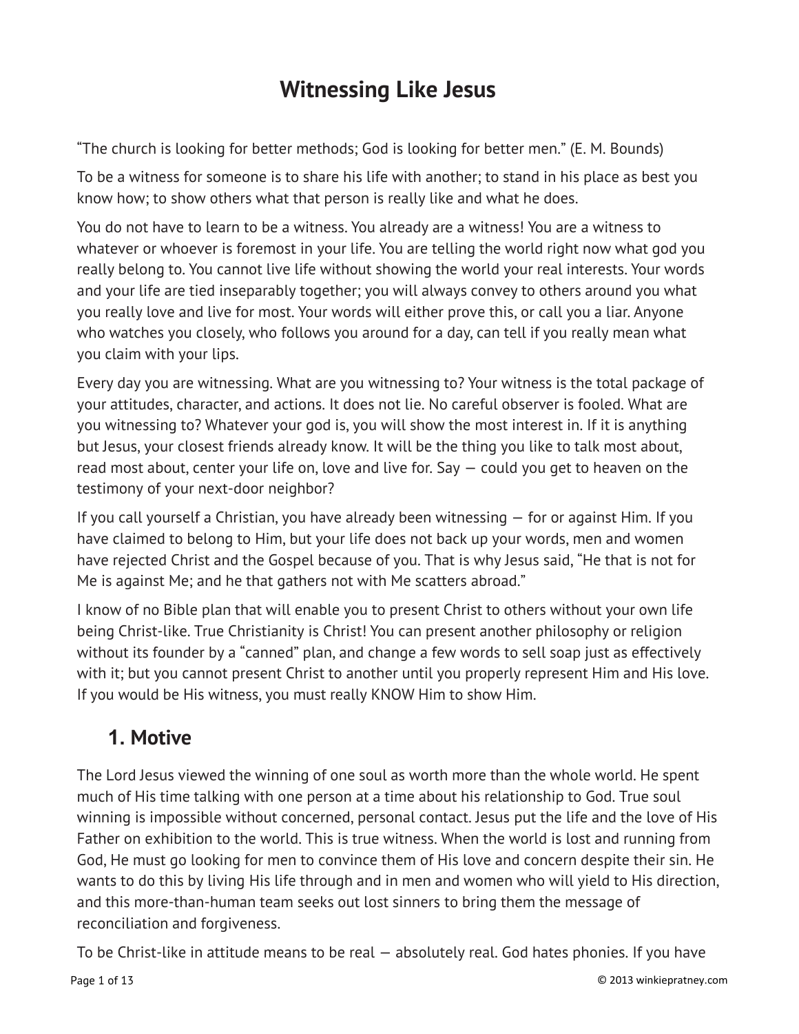# Witnessing Like Jesus

"The church is looking for better methods; God is looking for better men." (E. M. Bounds)

To be a witness for someone is to share his life with another; to stand in his place as best you know how; to show others what that person is really like and what he does.

You do not have to learn to be a witness. You already are a witness! You are a witness to whatever or whoever is foremost in your life. You are telling the world right now what god you really belong to. You cannot live life without showing the world your real interests. Your words and your life are tied inseparably together; you will always convey to others around you what you really love and live for most. Your words will either prove this, or call you a liar. Anyone who watches you closely, who follows you around for a day, can tell if you really mean what you claim with your lips.

Every day you are witnessing. What are you witnessing to? Your witness is the total package of your attitudes, character, and actions. It does not lie. No careful observer is fooled. What are you witnessing to? Whatever your god is, you will show the most interest in. If it is anything but Jesus, your closest friends already know. It will be the thing you like to talk most about, read most about, center your life on, love and live for. Say — could you get to heaven on the testimony of your next-door neighbor?

If you call yourself a Christian, you have already been witnessing — for or against Him. If you have claimed to belong to Him, but your life does not back up your words, men and women have rejected Christ and the Gospel because of you. That is why Jesus said, "He that is not for Me is against Me; and he that gathers not with Me scatters abroad."

I know of no Bible plan that will enable you to present Christ to others without your own life being Christ-like. True Christianity is Christ! You can present another philosophy or religion without its founder by a "canned" plan, and change a few words to sell soap just as effectively with it; but you cannot present Christ to another until you properly represent Him and His love. If you would be His witness, you must really KNOW Him to show Him.

## 1. Motive

The Lord Jesus viewed the winning of one soul as worth more than the whole world. He spent much of His time talking with one person at a time about his relationship to God. True soul winning is impossible without concerned, personal contact. Jesus put the life and the love of His Father on exhibition to the world. This is true witness. When the world is lost and running from God, He must go looking for men to convince them of His love and concern despite their sin. He wants to do this by living His life through and in men and women who will yield to His direction, and this more-than-human team seeks out lost sinners to bring them the message of reconciliation and forgiveness.

To be Christ-like in attitude means to be real — absolutely real. God hates phonies. If you have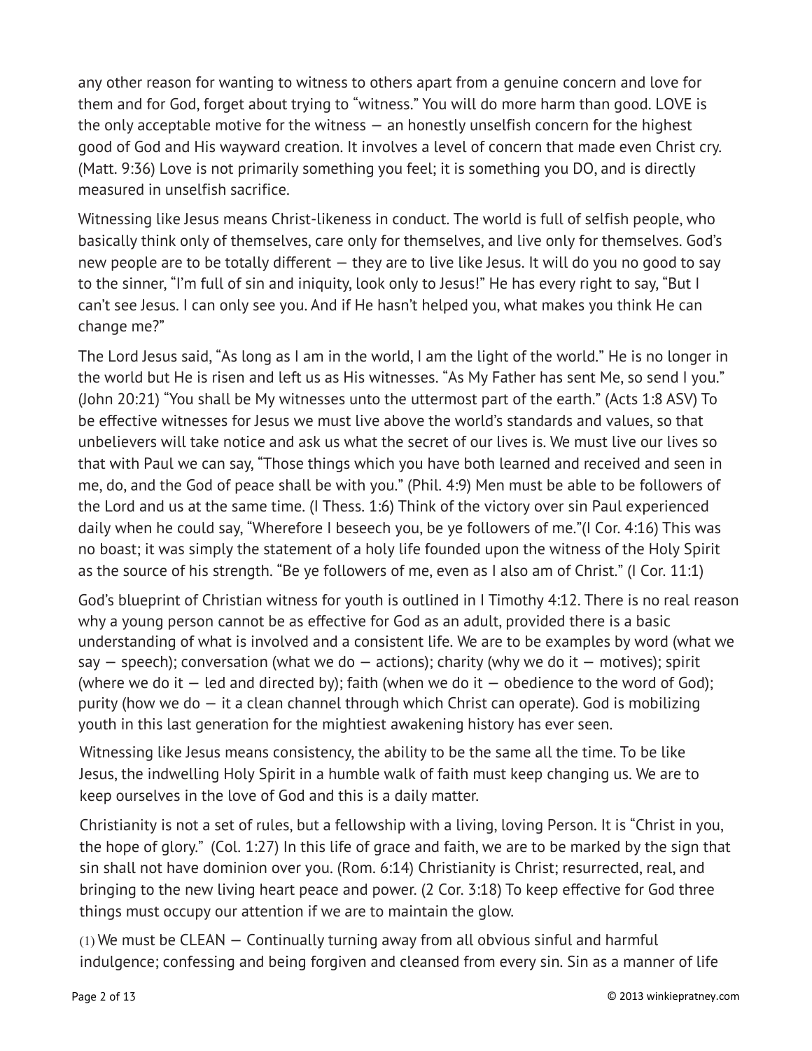any other reason for wanting to witness to others apart from a genuine concern and love for them and for God, forget about trying to "witness." You will do more harm than good. LOVE is the only acceptable motive for the witness — an honestly unselfish concern for the highest good of God and His wayward creation. It involves a level of concern that made even Christ cry. (Matt. 9:36) Love is not primarily something you feel; it is something you DO, and is directly measured in unselfish sacrifice.

Witnessing like Jesus means Christ-likeness in conduct. The world is full of selfish people, who basically think only of themselves, care only for themselves, and live only for themselves. God's new people are to be totally different — they are to live like Jesus. It will do you no good to say to the sinner, "I'm full of sin and iniquity, look only to Jesus!" He has every right to say, "But I can't see Jesus. I can only see you. And if He hasn't helped you, what makes you think He can change me?"

The Lord Jesus said, "As long as I am in the world, I am the light of the world." He is no longer in the world but He is risen and left us as His witnesses. "As My Father has sent Me, so send I you." (John 20:21) "You shall be My witnesses unto the uttermost part of the earth." (Acts 1:8 ASV) To be effective witnesses for Jesus we must live above the world's standards and values, so that unbelievers will take notice and ask us what the secret of our lives is. We must live our lives so that with Paul we can say, "Those things which you have both learned and received and seen in me, do, and the God of peace shall be with you." (Phil. 4:9) Men must be able to be followers of the Lord and us at the same time. (I Thess. 1:6) Think of the victory over sin Paul experienced daily when he could say, "Wherefore I beseech you, be ye followers of me."(I Cor. 4:16) This was no boast; it was simply the statement of a holy life founded upon the witness of the Holy Spirit as the source of his strength. "Be ye followers of me, even as I also am of Christ." (I Cor. 11:1)

God's blueprint of Christian witness for youth is outlined in I Timothy 4:12. There is no real reason why a young person cannot be as effective for God as an adult, provided there is a basic understanding of what is involved and a consistent life. We are to be examples by word (what we say — speech); conversation (what we do — actions); charity (why we do it — motives); spirit (where we do it — led and directed by); faith (when we do it — obedience to the word of God); purity (how we do — it a clean channel through which Christ can operate). God is mobilizing youth in this last generation for the mightiest awakening history has ever seen.

Witnessing like Jesus means consistency, the ability to be the same all the time. To be like Jesus, the indwelling Holy Spirit in a humble walk of faith must keep changing us. We are to keep ourselves in the love of God and this is a daily matter.

Christianity is not a set of rules, but a fellowship with a living, loving Person. It is "Christ in you, the hope of glory." (Col. 1:27) In this life of grace and faith, we are to be marked by the sign that sin shall not have dominion over you. (Rom. 6:14) Christianity is Christ; resurrected, real, and bringing to the new living heart peace and power. (2 Cor. 3:18) To keep effective for God three things must occupy our attention if we are to maintain the glow.

(1) We must be CLEAN — Continually turning away from all obvious sinful and harmful indulgence; confessing and being forgiven and cleansed from every sin. Sin as a manner of life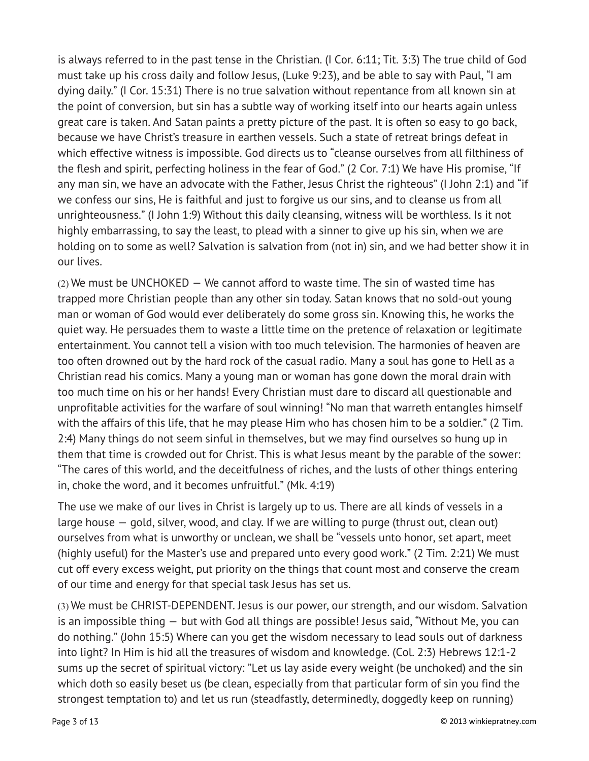is always referred to in the past tense in the Christian. (I Cor. 6:11; Tit. 3:3) The true child of God must take up his cross daily and follow Jesus, (Luke 9:23), and be able to say with Paul, "I am dying daily." (I Cor. 15:31) There is no true salvation without repentance from all known sin at the point of conversion, but sin has a subtle way of working itself into our hearts again unless great care is taken. And Satan paints a pretty picture of the past. It is often so easy to go back, because we have Christ's treasure in earthen vessels. Such a state of retreat brings defeat in which effective witness is impossible. God directs us to "cleanse ourselves from all filthiness of the flesh and spirit, perfecting holiness in the fear of God." (2 Cor. 7:1) We have His promise, "If any man sin, we have an advocate with the Father, Jesus Christ the righteous" (I John 2:1) and "if we confess our sins, He is faithful and just to forgive us our sins, and to cleanse us from all unrighteousness." (I John 1:9) Without this daily cleansing, witness will be worthless. Is it not highly embarrassing, to say the least, to plead with a sinner to give up his sin, when we are holding on to some as well? Salvation is salvation from (not in) sin, and we had better show it in our lives.

(2) We must be UNCHOKED — We cannot afford to waste time. The sin of wasted time has trapped more Christian people than any other sin today. Satan knows that no sold-out young man or woman of God would ever deliberately do some gross sin. Knowing this, he works the quiet way. He persuades them to waste a little time on the pretence of relaxation or legitimate entertainment. You cannot tell a vision with too much television. The harmonies of heaven are too often drowned out by the hard rock of the casual radio. Many a soul has gone to Hell as a Christian read his comics. Many a young man or woman has gone down the moral drain with too much time on his or her hands! Every Christian must dare to discard all questionable and unprofitable activities for the warfare of soul winning! "No man that warreth entangles himself with the affairs of this life, that he may please Him who has chosen him to be a soldier." (2 Tim. 2:4) Many things do not seem sinful in themselves, but we may find ourselves so hung up in them that time is crowded out for Christ. This is what Jesus meant by the parable of the sower: "The cares of this world, and the deceitfulness of riches, and the lusts of other things entering in, choke the word, and it becomes unfruitful." (Mk. 4:19)

The use we make of our lives in Christ is largely up to us. There are all kinds of vessels in a large house — gold, silver, wood, and clay. If we are willing to purge (thrust out, clean out) ourselves from what is unworthy or unclean, we shall be "vessels unto honor, set apart, meet (highly useful) for the Master's use and prepared unto every good work." (2 Tim. 2:21) We must cut off every excess weight, put priority on the things that count most and conserve the cream of our time and energy for that special task Jesus has set us.

(3) We must be CHRIST-DEPENDENT. Jesus is our power, our strength, and our wisdom. Salvation is an impossible thing — but with God all things are possible! Jesus said, "Without Me, you can do nothing." (John 15:5) Where can you get the wisdom necessary to lead souls out of darkness into light? In Him is hid all the treasures of wisdom and knowledge. (Col. 2:3) Hebrews 12:1-2 sums up the secret of spiritual victory: "Let us lay aside every weight (be unchoked) and the sin which doth so easily beset us (be clean, especially from that particular form of sin you find the strongest temptation to) and let us run (steadfastly, determinedly, doggedly keep on running)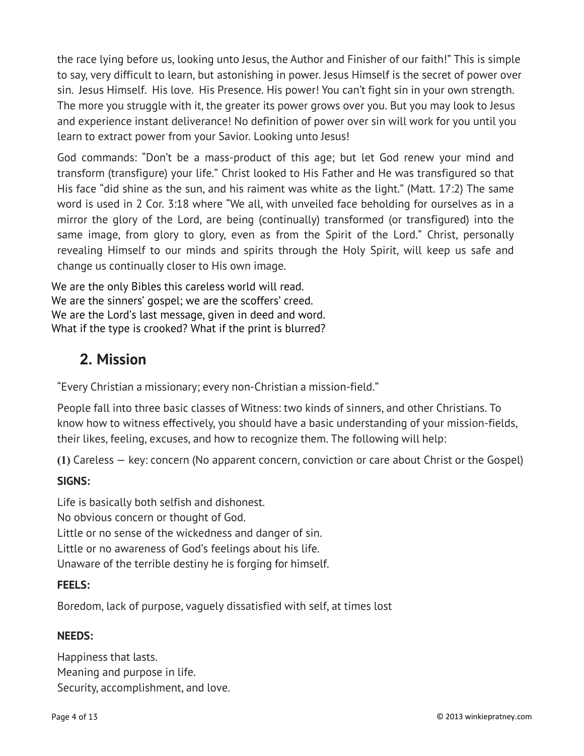the race lying before us, looking unto Jesus, the Author and Finisher of our faith!" This is simple to say, very difficult to learn, but astonishing in power. Jesus Himself is the secret of power over sin. Jesus Himself. His love. His Presence. His power! You can't fight sin in your own strength. The more you struggle with it, the greater its power grows over you. But you may look to Jesus and experience instant deliverance! No definition of power over sin will work for you until you learn to extract power from your Savior. Looking unto Jesus!

God commands: "Don't be a mass-product of this age; but let God renew your mind and transform (transfigure) your life." Christ looked to His Father and He was transfigured so that His face "did shine as the sun, and his raiment was white as the light." (Matt. 17:2) The same word is used in 2 Cor. 3:18 where "We all, with unveiled face beholding for ourselves as in a mirror the glory of the Lord, are being (continually) transformed (or transfigured) into the same image, from glory to glory, even as from the Spirit of the Lord." Christ, personally revealing Himself to our minds and spirits through the Holy Spirit, will keep us safe and change us continually closer to His own image.

We are the only Bibles this careless world will read.  
We are the sinners' gospel; we are the scoffers' creed.  
We are the Lord's last message, given in deed and word.  
What if the type is crooked? What if the print is blurred?

## 2. Mission

"Every Christian a missionary; every non-Christian a mission-field."

People fall into three basic classes of Witness: two kinds of sinners, and other Christians. To know how to witness effectively, you should have a basic understanding of your mission-fields, their likes, feeling, excuses, and how to recognize them. The following will help:

**(1)** Careless — key: concern (No apparent concern, conviction or care about Christ or the Gospel)

**SIGNS:**

Life is basically both selfish and dishonest.  
No obvious concern or thought of God.  
Little or no sense of the wickedness and danger of sin.  
Little or no awareness of God's feelings about his life.  
Unaware of the terrible destiny he is forging for himself.

**FEELS:**

Boredom, lack of purpose, vaguely dissatisfied with self, at times lost

**NEEDS:**

Happiness that lasts.  
Meaning and purpose in life.  
Security, accomplishment, and love.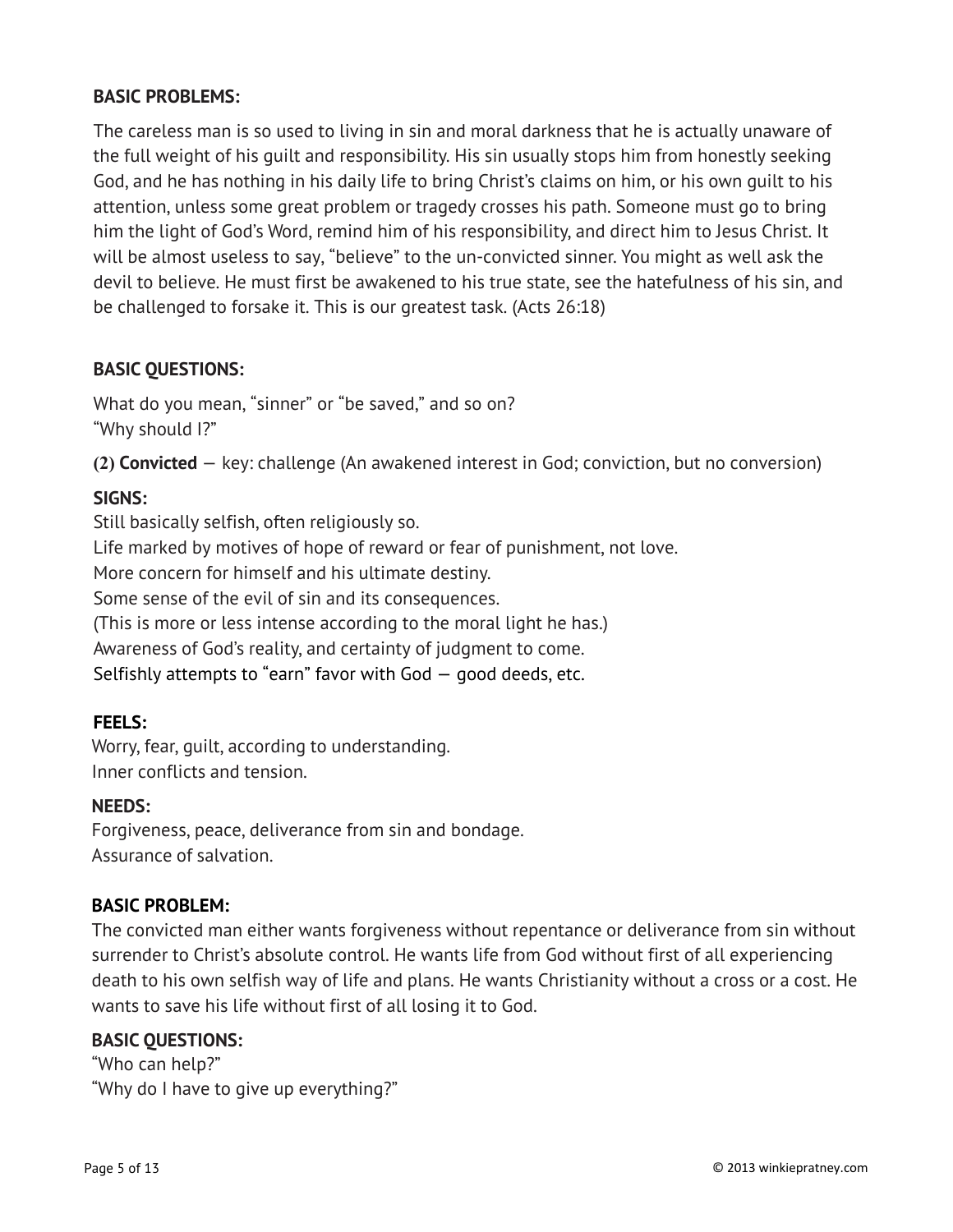**BASIC PROBLEMS:**

The careless man is so used to living in sin and moral darkness that he is actually unaware of the full weight of his guilt and responsibility. His sin usually stops him from honestly seeking God, and he has nothing in his daily life to bring Christ's claims on him, or his own guilt to his attention, unless some great problem or tragedy crosses his path. Someone must go to bring him the light of God's Word, remind him of his responsibility, and direct him to Jesus Christ. It will be almost useless to say, "believe" to the un-convicted sinner. You might as well ask the devil to believe. He must first be awakened to his true state, see the hatefulness of his sin, and be challenged to forsake it. This is our greatest task. (Acts 26:18)

**BASIC QUESTIONS:**

What do you mean, "sinner" or "be saved," and so on?
"Why should I?"

**(2) Convicted** — key: challenge (An awakened interest in God; conviction, but no conversion)

**SIGNS:**

Still basically selfish, often religiously so.
Life marked by motives of hope of reward or fear of punishment, not love.
More concern for himself and his ultimate destiny.
Some sense of the evil of sin and its consequences.
(This is more or less intense according to the moral light he has.)
Awareness of God's reality, and certainty of judgment to come.
Selfishly attempts to "earn" favor with God — good deeds, etc.

**FEELS:**

Worry, fear, guilt, according to understanding.
Inner conflicts and tension.

**NEEDS:**

Forgiveness, peace, deliverance from sin and bondage.
Assurance of salvation.

**BASIC PROBLEM:**

The convicted man either wants forgiveness without repentance or deliverance from sin without surrender to Christ's absolute control. He wants life from God without first of all experiencing death to his own selfish way of life and plans. He wants Christianity without a cross or a cost. He wants to save his life without first of all losing it to God.

**BASIC QUESTIONS:**

"Who can help?"
"Why do I have to give up everything?"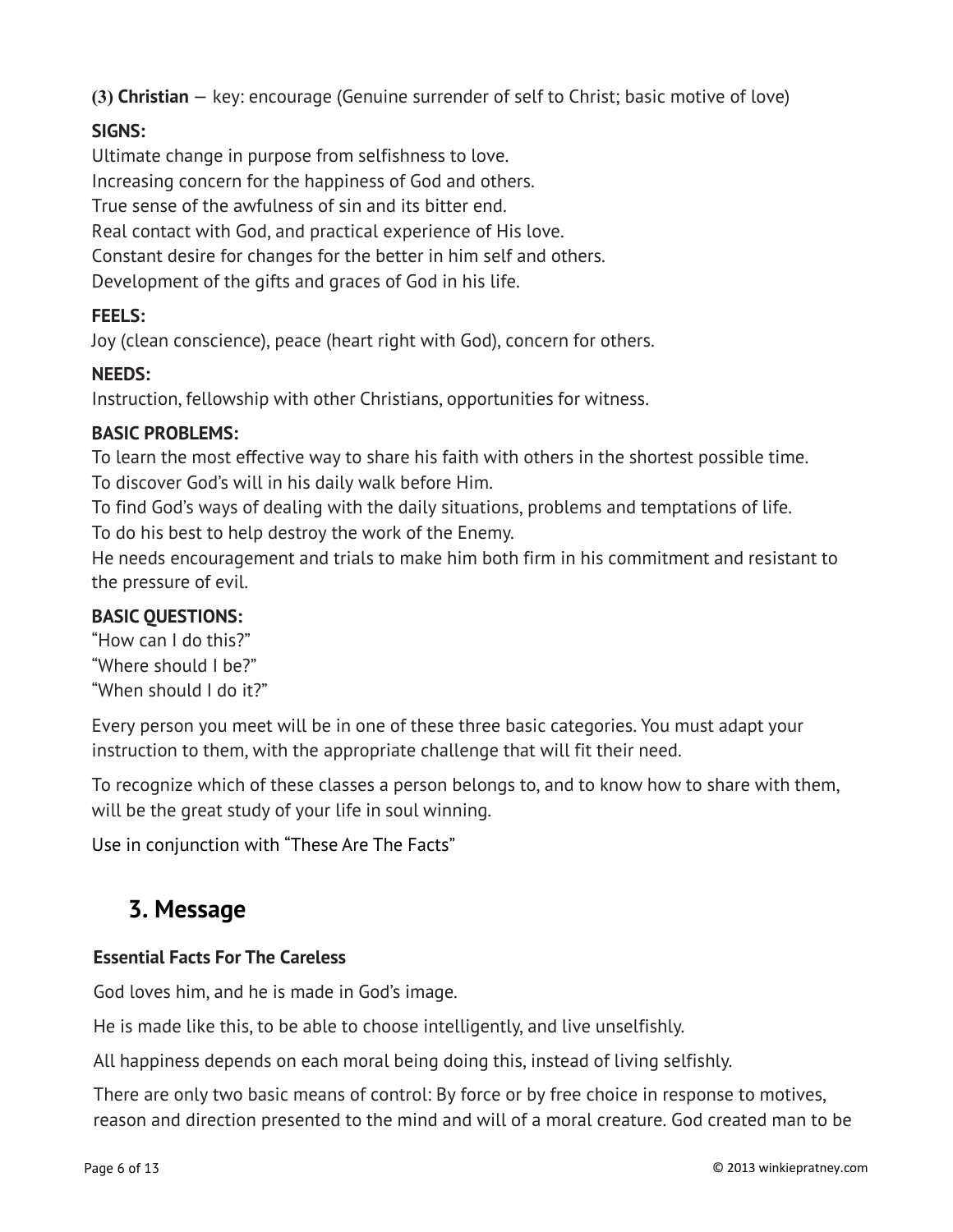**(3) Christian** — key: encourage (Genuine surrender of self to Christ; basic motive of love)

**SIGNS:**

Ultimate change in purpose from selfishness to love.
Increasing concern for the happiness of God and others.
True sense of the awfulness of sin and its bitter end.
Real contact with God, and practical experience of His love.
Constant desire for changes for the better in him self and others.
Development of the gifts and graces of God in his life.

**FEELS:**

Joy (clean conscience), peace (heart right with God), concern for others.

**NEEDS:**

Instruction, fellowship with other Christians, opportunities for witness.

**BASIC PROBLEMS:**

To learn the most effective way to share his faith with others in the shortest possible time.
To discover God's will in his daily walk before Him.
To find God's ways of dealing with the daily situations, problems and temptations of life.
To do his best to help destroy the work of the Enemy.
He needs encouragement and trials to make him both firm in his commitment and resistant to the pressure of evil.

**BASIC QUESTIONS:**

"How can I do this?"
"Where should I be?"
"When should I do it?"

Every person you meet will be in one of these three basic categories. You must adapt your instruction to them, with the appropriate challenge that will fit their need.

To recognize which of these classes a person belongs to, and to know how to share with them, will be the great study of your life in soul winning.

Use in conjunction with "These Are The Facts"

## 3. Message

**Essential Facts For The Careless**

God loves him, and he is made in God's image.

He is made like this, to be able to choose intelligently, and live unselfishly.

All happiness depends on each moral being doing this, instead of living selfishly.

There are only two basic means of control: By force or by free choice in response to motives, reason and direction presented to the mind and will of a moral creature. God created man to be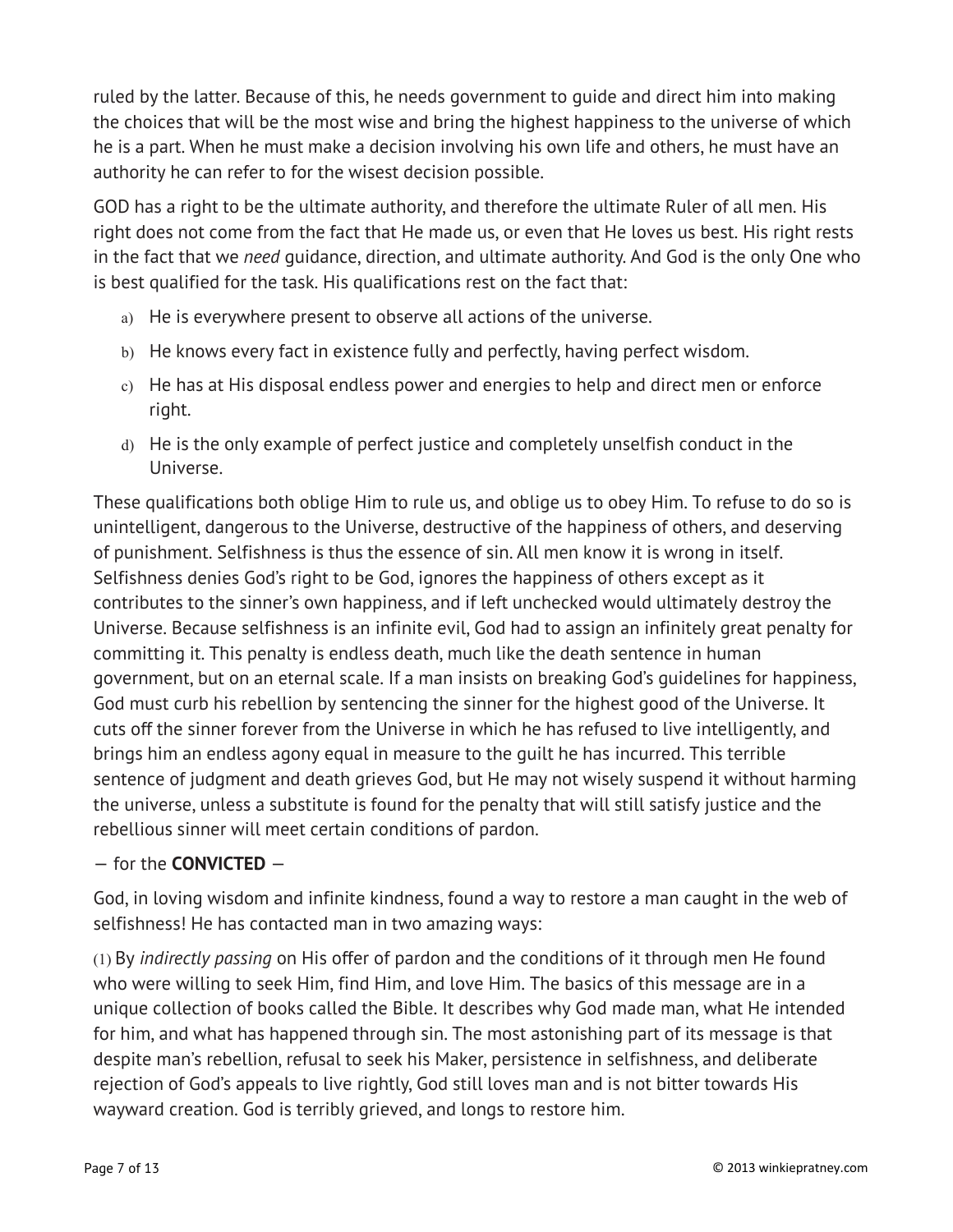ruled by the latter. Because of this, he needs government to guide and direct him into making the choices that will be the most wise and bring the highest happiness to the universe of which he is a part. When he must make a decision involving his own life and others, he must have an authority he can refer to for the wisest decision possible.

GOD has a right to be the ultimate authority, and therefore the ultimate Ruler of all men. His right does not come from the fact that He made us, or even that He loves us best. His right rests in the fact that we *need* guidance, direction, and ultimate authority. And God is the only One who is best qualified for the task. His qualifications rest on the fact that:

a) He is everywhere present to observe all actions of the universe.

b) He knows every fact in existence fully and perfectly, having perfect wisdom.

c) He has at His disposal endless power and energies to help and direct men or enforce right.

d) He is the only example of perfect justice and completely unselfish conduct in the Universe.

These qualifications both oblige Him to rule us, and oblige us to obey Him. To refuse to do so is unintelligent, dangerous to the Universe, destructive of the happiness of others, and deserving of punishment. Selfishness is thus the essence of sin. All men know it is wrong in itself. Selfishness denies God's right to be God, ignores the happiness of others except as it contributes to the sinner's own happiness, and if left unchecked would ultimately destroy the Universe. Because selfishness is an infinite evil, God had to assign an infinitely great penalty for committing it. This penalty is endless death, much like the death sentence in human government, but on an eternal scale. If a man insists on breaking God's guidelines for happiness, God must curb his rebellion by sentencing the sinner for the highest good of the Universe. It cuts off the sinner forever from the Universe in which he has refused to live intelligently, and brings him an endless agony equal in measure to the guilt he has incurred. This terrible sentence of judgment and death grieves God, but He may not wisely suspend it without harming the universe, unless a substitute is found for the penalty that will still satisfy justice and the rebellious sinner will meet certain conditions of pardon.

— for the **CONVICTED** —

God, in loving wisdom and infinite kindness, found a way to restore a man caught in the web of selfishness! He has contacted man in two amazing ways:

(1) By *indirectly passing* on His offer of pardon and the conditions of it through men He found who were willing to seek Him, find Him, and love Him. The basics of this message are in a unique collection of books called the Bible. It describes why God made man, what He intended for him, and what has happened through sin. The most astonishing part of its message is that despite man's rebellion, refusal to seek his Maker, persistence in selfishness, and deliberate rejection of God's appeals to live rightly, God still loves man and is not bitter towards His wayward creation. God is terribly grieved, and longs to restore him.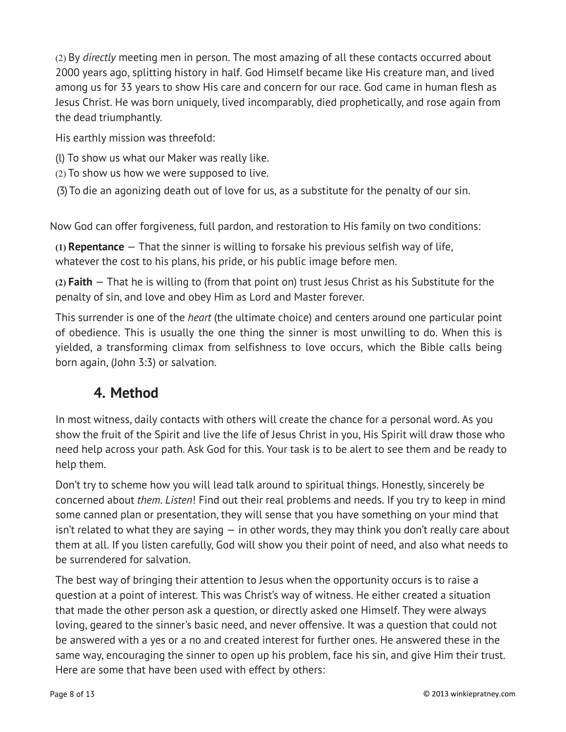(2) By *directly* meeting men in person. The most amazing of all these contacts occurred about 2000 years ago, splitting history in half. God Himself became like His creature man, and lived among us for 33 years to show His care and concern for our race. God came in human flesh as Jesus Christ. He was born uniquely, lived incomparably, died prophetically, and rose again from the dead triumphantly.

His earthly mission was threefold:

(l) To show us what our Maker was really like.
(2) To show us how we were supposed to live.
(3) To die an agonizing death out of love for us, as a substitute for the penalty of our sin.

Now God can offer forgiveness, full pardon, and restoration to His family on two conditions:

**(1) Repentance** — That the sinner is willing to forsake his previous selfish way of life, whatever the cost to his plans, his pride, or his public image before men.

**(2) Faith** — That he is willing to (from that point on) trust Jesus Christ as his Substitute for the penalty of sin, and love and obey Him as Lord and Master forever.

This surrender is one of the *heart* (the ultimate choice) and centers around one particular point of obedience. This is usually the one thing the sinner is most unwilling to do. When this is yielded, a transforming climax from selfishness to love occurs, which the Bible calls being born again, (John 3:3) or salvation.

## 4. Method

In most witness, daily contacts with others will create the chance for a personal word. As you show the fruit of the Spirit and live the life of Jesus Christ in you, His Spirit will draw those who need help across your path. Ask God for this. Your task is to be alert to see them and be ready to help them.

Don't try to scheme how you will lead talk around to spiritual things. Honestly, sincerely be concerned about *them*. *Listen*! Find out their real problems and needs. If you try to keep in mind some canned plan or presentation, they will sense that you have something on your mind that isn't related to what they are saying — in other words, they may think you don't really care about them at all. If you listen carefully, God will show you their point of need, and also what needs to be surrendered for salvation.

The best way of bringing their attention to Jesus when the opportunity occurs is to raise a question at a point of interest. This was Christ's way of witness. He either created a situation that made the other person ask a question, or directly asked one Himself. They were always loving, geared to the sinner's basic need, and never offensive. It was a question that could not be answered with a yes or a no and created interest for further ones. He answered these in the same way, encouraging the sinner to open up his problem, face his sin, and give Him their trust. Here are some that have been used with effect by others: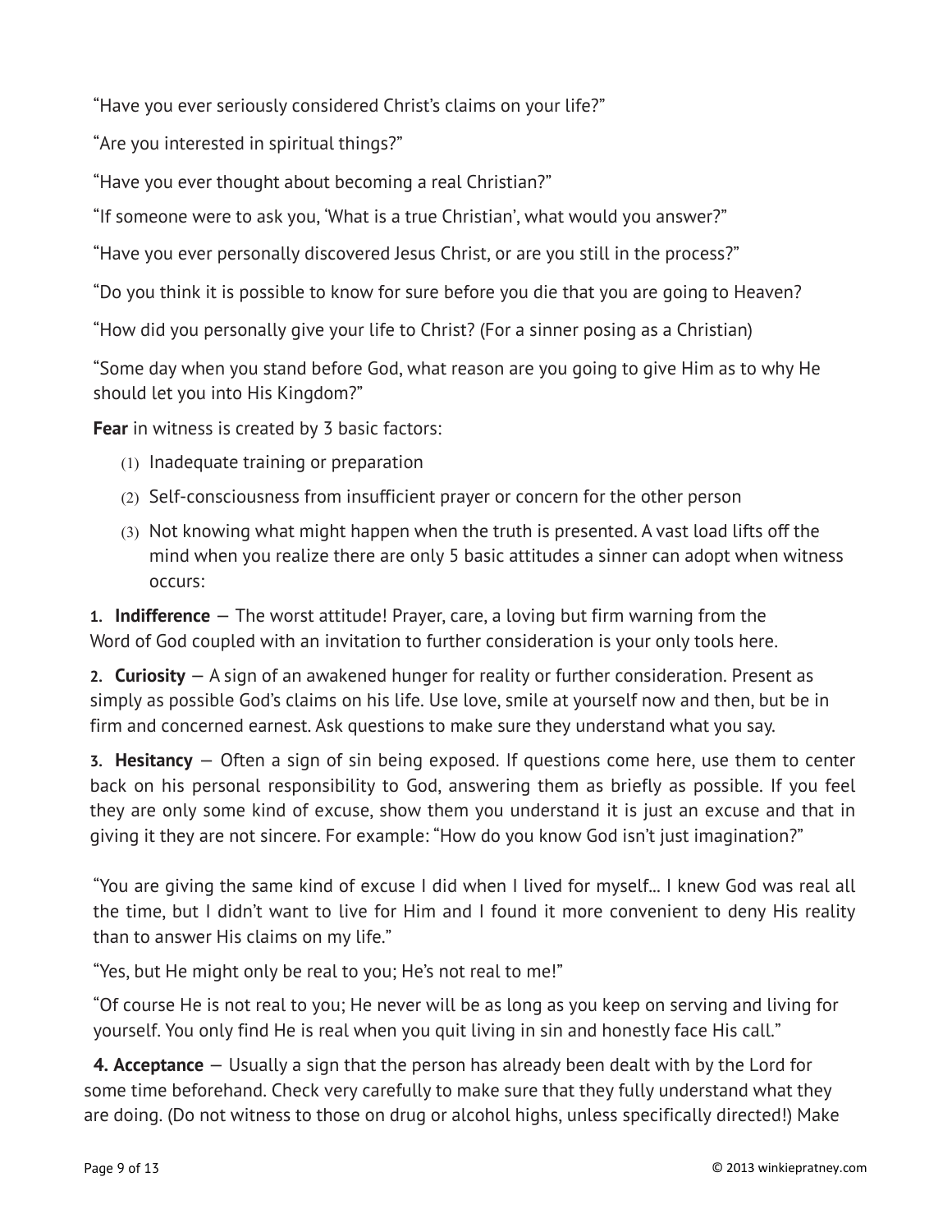"Have you ever seriously considered Christ's claims on your life?"

"Are you interested in spiritual things?"

"Have you ever thought about becoming a real Christian?"

"If someone were to ask you, 'What is a true Christian', what would you answer?"

"Have you ever personally discovered Jesus Christ, or are you still in the process?"

"Do you think it is possible to know for sure before you die that you are going to Heaven?

"How did you personally give your life to Christ? (For a sinner posing as a Christian)

"Some day when you stand before God, what reason are you going to give Him as to why He should let you into His Kingdom?"

**Fear** in witness is created by 3 basic factors:

(1) Inadequate training or preparation

(2) Self-consciousness from insufficient prayer or concern for the other person

(3) Not knowing what might happen when the truth is presented. A vast load lifts off the mind when you realize there are only 5 basic attitudes a sinner can adopt when witness occurs:

**1. Indifference** — The worst attitude! Prayer, care, a loving but firm warning from the Word of God coupled with an invitation to further consideration is your only tools here.

**2. Curiosity** — A sign of an awakened hunger for reality or further consideration. Present as simply as possible God's claims on his life. Use love, smile at yourself now and then, but be in firm and concerned earnest. Ask questions to make sure they understand what you say.

**3. Hesitancy** — Often a sign of sin being exposed. If questions come here, use them to center back on his personal responsibility to God, answering them as briefly as possible. If you feel they are only some kind of excuse, show them you understand it is just an excuse and that in giving it they are not sincere. For example: "How do you know God isn't just imagination?"

"You are giving the same kind of excuse I did when I lived for myself... I knew God was real all the time, but I didn't want to live for Him and I found it more convenient to deny His reality than to answer His claims on my life."

"Yes, but He might only be real to you; He's not real to me!"

"Of course He is not real to you; He never will be as long as you keep on serving and living for yourself. You only find He is real when you quit living in sin and honestly face His call."

**4. Acceptance** — Usually a sign that the person has already been dealt with by the Lord for some time beforehand. Check very carefully to make sure that they fully understand what they are doing. (Do not witness to those on drug or alcohol highs, unless specifically directed!) Make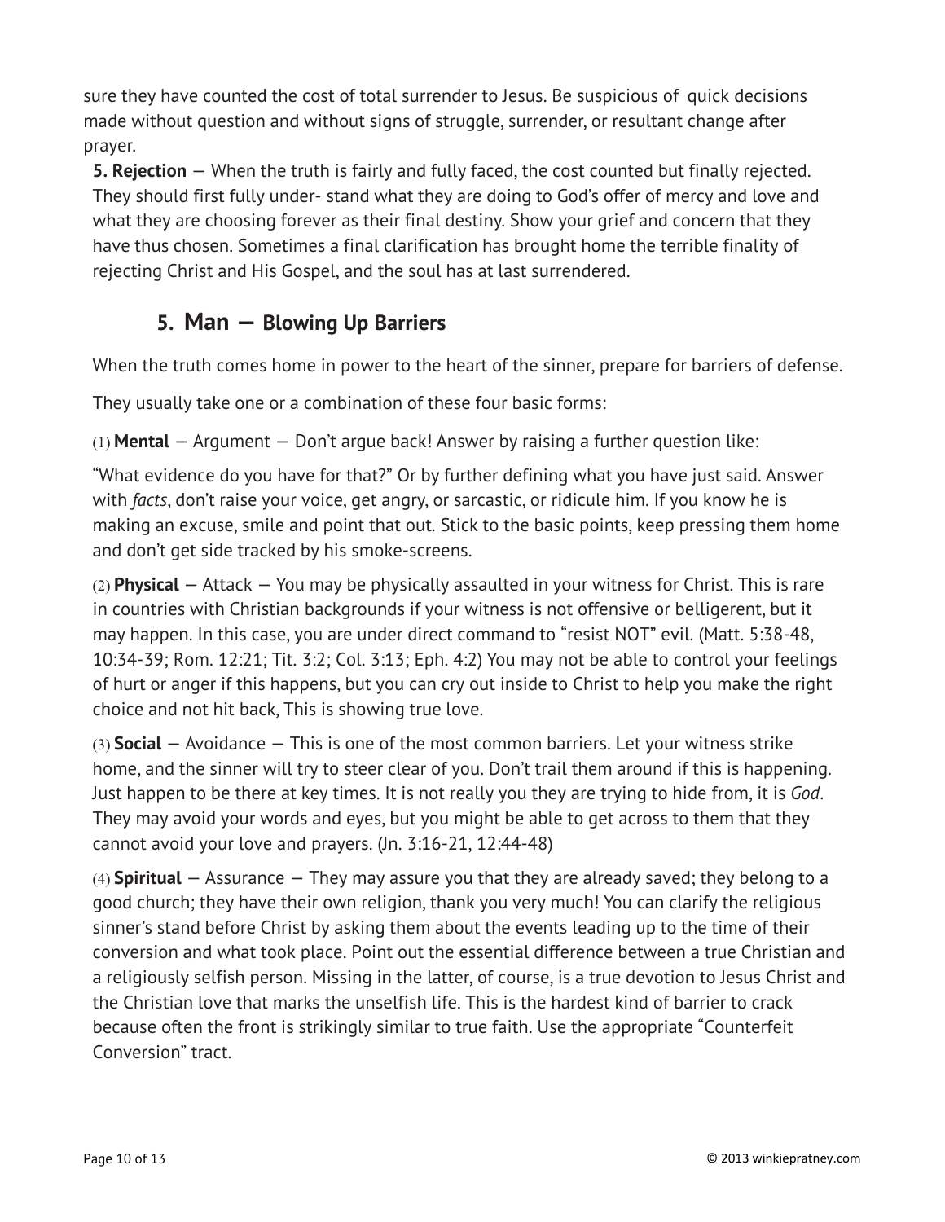sure they have counted the cost of total surrender to Jesus. Be suspicious of quick decisions made without question and without signs of struggle, surrender, or resultant change after prayer.

**5. Rejection** — When the truth is fairly and fully faced, the cost counted but finally rejected. They should first fully under- stand what they are doing to God's offer of mercy and love and what they are choosing forever as their final destiny. Show your grief and concern that they have thus chosen. Sometimes a final clarification has brought home the terrible finality of rejecting Christ and His Gospel, and the soul has at last surrendered.

## 5. Man — Blowing Up Barriers

When the truth comes home in power to the heart of the sinner, prepare for barriers of defense.

They usually take one or a combination of these four basic forms:

(1) **Mental** — Argument — Don't argue back! Answer by raising a further question like:

"What evidence do you have for that?" Or by further defining what you have just said. Answer with *facts*, don't raise your voice, get angry, or sarcastic, or ridicule him. If you know he is making an excuse, smile and point that out. Stick to the basic points, keep pressing them home and don't get side tracked by his smoke-screens.

(2) **Physical** — Attack — You may be physically assaulted in your witness for Christ. This is rare in countries with Christian backgrounds if your witness is not offensive or belligerent, but it may happen. In this case, you are under direct command to "resist NOT" evil. (Matt. 5:38-48, 10:34-39; Rom. 12:21; Tit. 3:2; Col. 3:13; Eph. 4:2) You may not be able to control your feelings of hurt or anger if this happens, but you can cry out inside to Christ to help you make the right choice and not hit back, This is showing true love.

(3) **Social** — Avoidance — This is one of the most common barriers. Let your witness strike home, and the sinner will try to steer clear of you. Don't trail them around if this is happening. Just happen to be there at key times. It is not really you they are trying to hide from, it is *God*. They may avoid your words and eyes, but you might be able to get across to them that they cannot avoid your love and prayers. (Jn. 3:16-21, 12:44-48)

(4) **Spiritual** — Assurance — They may assure you that they are already saved; they belong to a good church; they have their own religion, thank you very much! You can clarify the religious sinner's stand before Christ by asking them about the events leading up to the time of their conversion and what took place. Point out the essential difference between a true Christian and a religiously selfish person. Missing in the latter, of course, is a true devotion to Jesus Christ and the Christian love that marks the unselfish life. This is the hardest kind of barrier to crack because often the front is strikingly similar to true faith. Use the appropriate "Counterfeit Conversion" tract.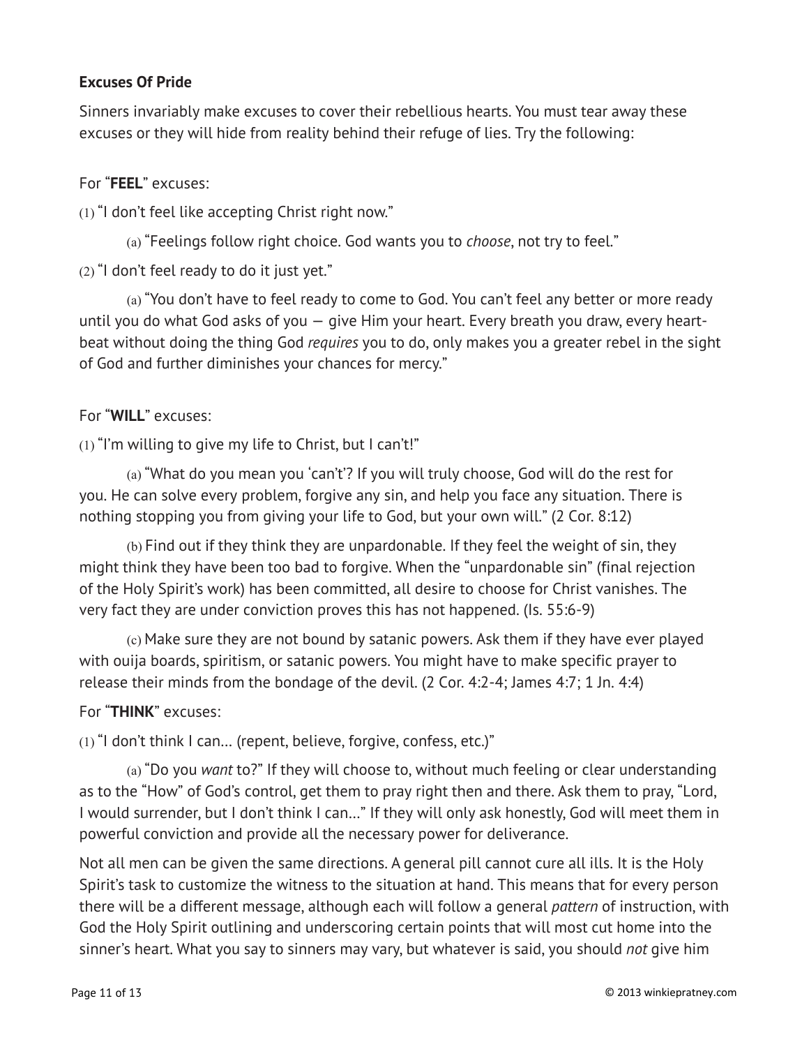**Excuses Of Pride**

Sinners invariably make excuses to cover their rebellious hearts. You must tear away these excuses or they will hide from reality behind their refuge of lies. Try the following:

For "**FEEL**" excuses:

(1) "I don't feel like accepting Christ right now."

(a) "Feelings follow right choice. God wants you to *choose*, not try to feel."

(2) "I don't feel ready to do it just yet."

(a) "You don't have to feel ready to come to God. You can't feel any better or more ready until you do what God asks of you — give Him your heart. Every breath you draw, every heart-beat without doing the thing God *requires* you to do, only makes you a greater rebel in the sight of God and further diminishes your chances for mercy."

For "**WILL**" excuses:

(1) "I'm willing to give my life to Christ, but I can't!"

(a) "What do you mean you 'can't'? If you will truly choose, God will do the rest for you. He can solve every problem, forgive any sin, and help you face any situation. There is nothing stopping you from giving your life to God, but your own will." (2 Cor. 8:12)

(b) Find out if they think they are unpardonable. If they feel the weight of sin, they might think they have been too bad to forgive. When the "unpardonable sin" (final rejection of the Holy Spirit's work) has been committed, all desire to choose for Christ vanishes. The very fact they are under conviction proves this has not happened. (Is. 55:6-9)

(c) Make sure they are not bound by satanic powers. Ask them if they have ever played with ouija boards, spiritism, or satanic powers. You might have to make specific prayer to release their minds from the bondage of the devil. (2 Cor. 4:2-4; James 4:7; 1 Jn. 4:4)

For "**THINK**" excuses:

(1) "I don't think I can... (repent, believe, forgive, confess, etc.)"

(a) "Do you *want* to?" If they will choose to, without much feeling or clear understanding as to the "How" of God's control, get them to pray right then and there. Ask them to pray, "Lord, I would surrender, but I don't think I can..." If they will only ask honestly, God will meet them in powerful conviction and provide all the necessary power for deliverance.

Not all men can be given the same directions. A general pill cannot cure all ills. It is the Holy Spirit's task to customize the witness to the situation at hand. This means that for every person there will be a different message, although each will follow a general *pattern* of instruction, with God the Holy Spirit outlining and underscoring certain points that will most cut home into the sinner's heart. What you say to sinners may vary, but whatever is said, you should *not* give him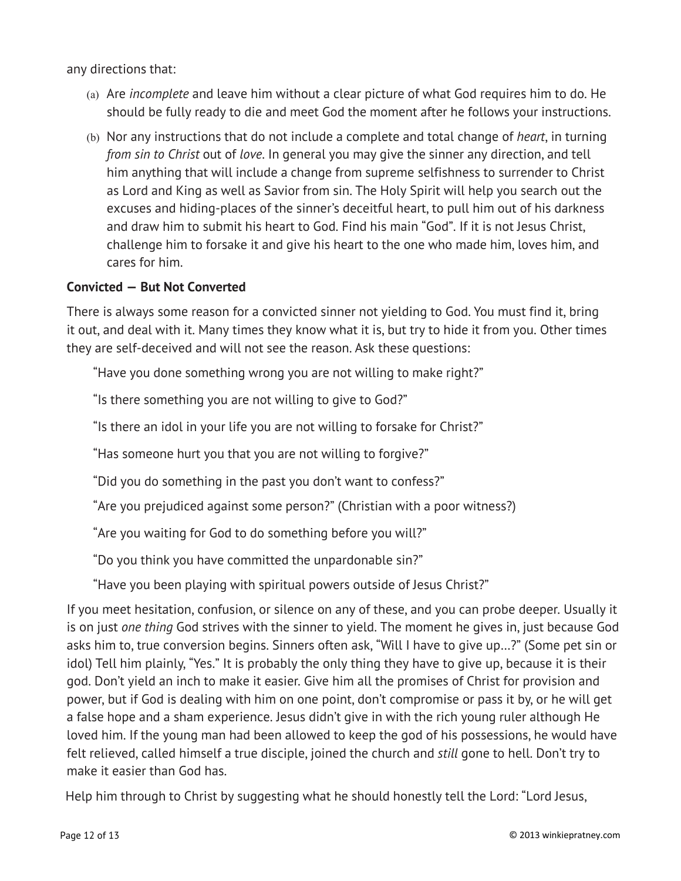any directions that:

(a) Are *incomplete* and leave him without a clear picture of what God requires him to do. He should be fully ready to die and meet God the moment after he follows your instructions.

(b) Nor any instructions that do not include a complete and total change of *heart*, in turning *from sin to Christ* out of *love*. In general you may give the sinner any direction, and tell him anything that will include a change from supreme selfishness to surrender to Christ as Lord and King as well as Savior from sin. The Holy Spirit will help you search out the excuses and hiding-places of the sinner's deceitful heart, to pull him out of his darkness and draw him to submit his heart to God. Find his main "God". If it is not Jesus Christ, challenge him to forsake it and give his heart to the one who made him, loves him, and cares for him.

**Convicted — But Not Converted**

There is always some reason for a convicted sinner not yielding to God. You must find it, bring it out, and deal with it. Many times they know what it is, but try to hide it from you. Other times they are self-deceived and will not see the reason. Ask these questions:

"Have you done something wrong you are not willing to make right?"

"Is there something you are not willing to give to God?"

"Is there an idol in your life you are not willing to forsake for Christ?"

"Has someone hurt you that you are not willing to forgive?"

"Did you do something in the past you don't want to confess?"

"Are you prejudiced against some person?" (Christian with a poor witness?)

"Are you waiting for God to do something before you will?"

"Do you think you have committed the unpardonable sin?"

"Have you been playing with spiritual powers outside of Jesus Christ?"

If you meet hesitation, confusion, or silence on any of these, and you can probe deeper. Usually it is on just *one thing* God strives with the sinner to yield. The moment he gives in, just because God asks him to, true conversion begins. Sinners often ask, "Will I have to give up...?" (Some pet sin or idol) Tell him plainly, "Yes." It is probably the only thing they have to give up, because it is their god. Don't yield an inch to make it easier. Give him all the promises of Christ for provision and power, but if God is dealing with him on one point, don't compromise or pass it by, or he will get a false hope and a sham experience. Jesus didn't give in with the rich young ruler although He loved him. If the young man had been allowed to keep the god of his possessions, he would have felt relieved, called himself a true disciple, joined the church and *still* gone to hell. Don't try to make it easier than God has.

Help him through to Christ by suggesting what he should honestly tell the Lord: "Lord Jesus,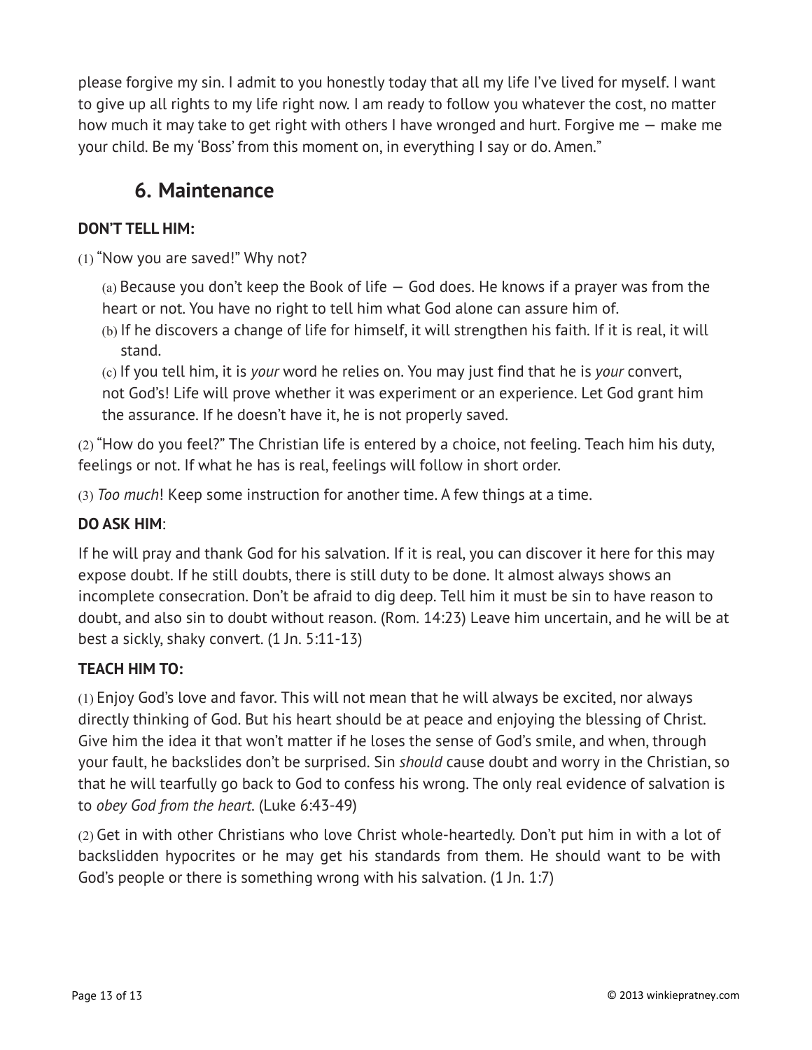please forgive my sin. I admit to you honestly today that all my life I've lived for myself. I want to give up all rights to my life right now. I am ready to follow you whatever the cost, no matter how much it may take to get right with others I have wronged and hurt. Forgive me — make me your child. Be my 'Boss' from this moment on, in everything I say or do. Amen."

## 6. Maintenance

**DON'T TELL HIM:**

(1) "Now you are saved!" Why not?

(a) Because you don't keep the Book of life — God does. He knows if a prayer was from the heart or not. You have no right to tell him what God alone can assure him of.

(b) If he discovers a change of life for himself, it will strengthen his faith. If it is real, it will stand.

(c) If you tell him, it is *your* word he relies on. You may just find that he is *your* convert, not God's! Life will prove whether it was experiment or an experience. Let God grant him the assurance. If he doesn't have it, he is not properly saved.

(2) "How do you feel?" The Christian life is entered by a choice, not feeling. Teach him his duty, feelings or not. If what he has is real, feelings will follow in short order.

(3) *Too much*! Keep some instruction for another time. A few things at a time.

**DO ASK HIM**:

If he will pray and thank God for his salvation. If it is real, you can discover it here for this may expose doubt. If he still doubts, there is still duty to be done. It almost always shows an incomplete consecration. Don't be afraid to dig deep. Tell him it must be sin to have reason to doubt, and also sin to doubt without reason. (Rom. 14:23) Leave him uncertain, and he will be at best a sickly, shaky convert. (1 Jn. 5:11-13)

**TEACH HIM TO:**

(1) Enjoy God's love and favor. This will not mean that he will always be excited, nor always directly thinking of God. But his heart should be at peace and enjoying the blessing of Christ. Give him the idea it that won't matter if he loses the sense of God's smile, and when, through your fault, he backslides don't be surprised. Sin *should* cause doubt and worry in the Christian, so that he will tearfully go back to God to confess his wrong. The only real evidence of salvation is to *obey God from the heart*. (Luke 6:43-49)

(2) Get in with other Christians who love Christ whole-heartedly. Don't put him in with a lot of backslidden hypocrites or he may get his standards from them. He should want to be with God's people or there is something wrong with his salvation. (1 Jn. 1:7)